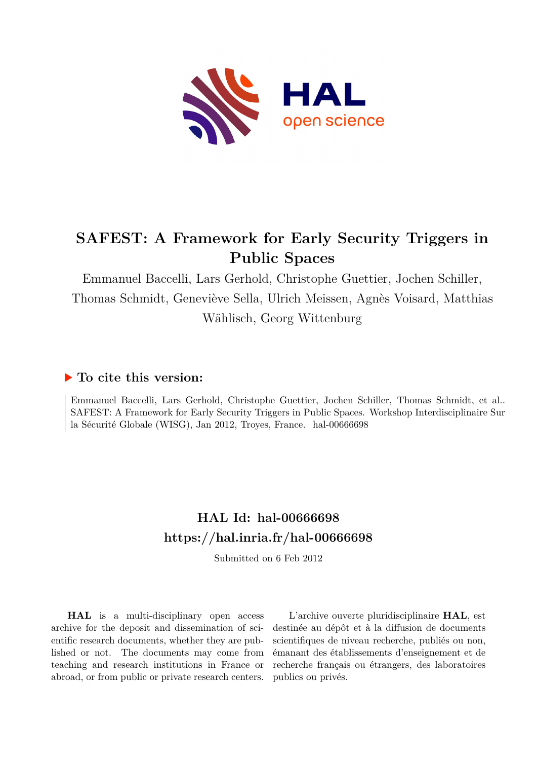# SAFEST: A Framework for Early Security Triggers in Public Spaces

Emmanuel Baccelli, Lars Gerhold, Christophe Guettier, Jochen Schiller, Thomas Schmidt, Geneviève Sella, Ulrich Meissen, Agnès Voisard, Matthias Wählisch, Georg Wittenburg

## ▶ To cite this version:

Emmanuel Baccelli, Lars Gerhold, Christophe Guettier, Jochen Schiller, Thomas Schmidt, et al.. SAFEST: A Framework for Early Security Triggers in Public Spaces. Workshop Interdisciplinaire Sur la Sécurité Globale (WISG), Jan 2012, Troyes, France. hal-00666698

## HAL Id: hal-00666698

## https://hal.inria.fr/hal-00666698

Submitted on 6 Feb 2012

**HAL** is a multi-disciplinary open access archive for the deposit and dissemination of scientific research documents, whether they are published or not. The documents may come from teaching and research institutions in France or abroad, or from public or private research centers.

L'archive ouverte pluridisciplinaire **HAL**, est destinée au dépôt et à la diffusion de documents scientifiques de niveau recherche, publiés ou non, émanant des établissements d'enseignement et de recherche français ou étrangers, des laboratoires publics ou privés.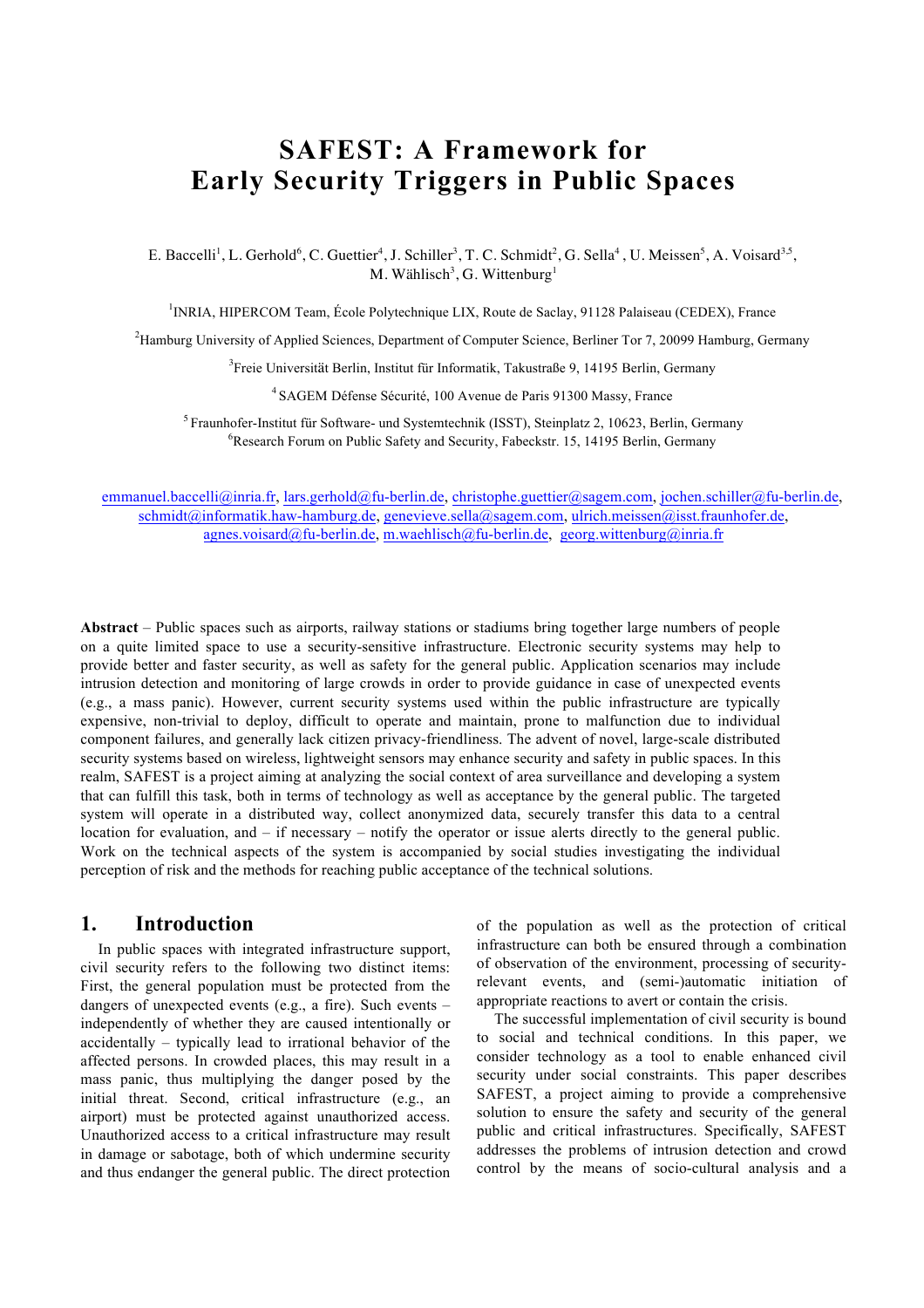# SAFEST: A Framework for Early Security Triggers in Public Spaces

E. Baccelli[1], L. Gerhold[6], C. Guettier[4], J. Schiller[3], T. C. Schmidt[2], G. Sella[4] , U. Meissen[5], A. Voisard[3,5], M. Wählisch[3], G. Wittenburg[1]

[1]INRIA, HIPERCOM Team, École Polytechnique LIX, Route de Saclay, 91128 Palaiseau (CEDEX), France

[2]Hamburg University of Applied Sciences, Department of Computer Science, Berliner Tor 7, 20099 Hamburg, Germany

[3]Freie Universität Berlin, Institut für Informatik, Takustraße 9, 14195 Berlin, Germany

[4] SAGEM Défense Sécurité, 100 Avenue de Paris 91300 Massy, France

[5] Fraunhofer-Institut für Software- und Systemtechnik (ISST), Steinplatz 2, 10623, Berlin, Germany

[6]Research Forum on Public Safety and Security, Fabeckstr. 15, 14195 Berlin, Germany

emmanuel.baccelli@inria.fr, lars.gerhold@fu-berlin.de, christophe.guettier@sagem.com, jochen.schiller@fu-berlin.de, schmidt@informatik.haw-hamburg.de, genevieve.sella@sagem.com, ulrich.meissen@isst.fraunhofer.de, agnes.voisard@fu-berlin.de, m.waehlisch@fu-berlin.de, georg.wittenburg@inria.fr

**Abstract** – Public spaces such as airports, railway stations or stadiums bring together large numbers of people on a quite limited space to use a security-sensitive infrastructure. Electronic security systems may help to provide better and faster security, as well as safety for the general public. Application scenarios may include intrusion detection and monitoring of large crowds in order to provide guidance in case of unexpected events (e.g., a mass panic). However, current security systems used within the public infrastructure are typically expensive, non-trivial to deploy, difficult to operate and maintain, prone to malfunction due to individual component failures, and generally lack citizen privacy-friendliness. The advent of novel, large-scale distributed security systems based on wireless, lightweight sensors may enhance security and safety in public spaces. In this realm, SAFEST is a project aiming at analyzing the social context of area surveillance and developing a system that can fulfill this task, both in terms of technology as well as acceptance by the general public. The targeted system will operate in a distributed way, collect anonymized data, securely transfer this data to a central location for evaluation, and – if necessary – notify the operator or issue alerts directly to the general public. Work on the technical aspects of the system is accompanied by social studies investigating the individual perception of risk and the methods for reaching public acceptance of the technical solutions.

## 1. Introduction

In public spaces with integrated infrastructure support, civil security refers to the following two distinct items: First, the general population must be protected from the dangers of unexpected events (e.g., a fire). Such events – independently of whether they are caused intentionally or accidentally – typically lead to irrational behavior of the affected persons. In crowded places, this may result in a mass panic, thus multiplying the danger posed by the initial threat. Second, critical infrastructure (e.g., an airport) must be protected against unauthorized access. Unauthorized access to a critical infrastructure may result in damage or sabotage, both of which undermine security and thus endanger the general public. The direct protection of the population as well as the protection of critical infrastructure can both be ensured through a combination of observation of the environment, processing of security-relevant events, and (semi-)automatic initiation of appropriate reactions to avert or contain the crisis.

The successful implementation of civil security is bound to social and technical conditions. In this paper, we consider technology as a tool to enable enhanced civil security under social constraints. This paper describes SAFEST, a project aiming to provide a comprehensive solution to ensure the safety and security of the general public and critical infrastructures. Specifically, SAFEST addresses the problems of intrusion detection and crowd control by the means of socio-cultural analysis and a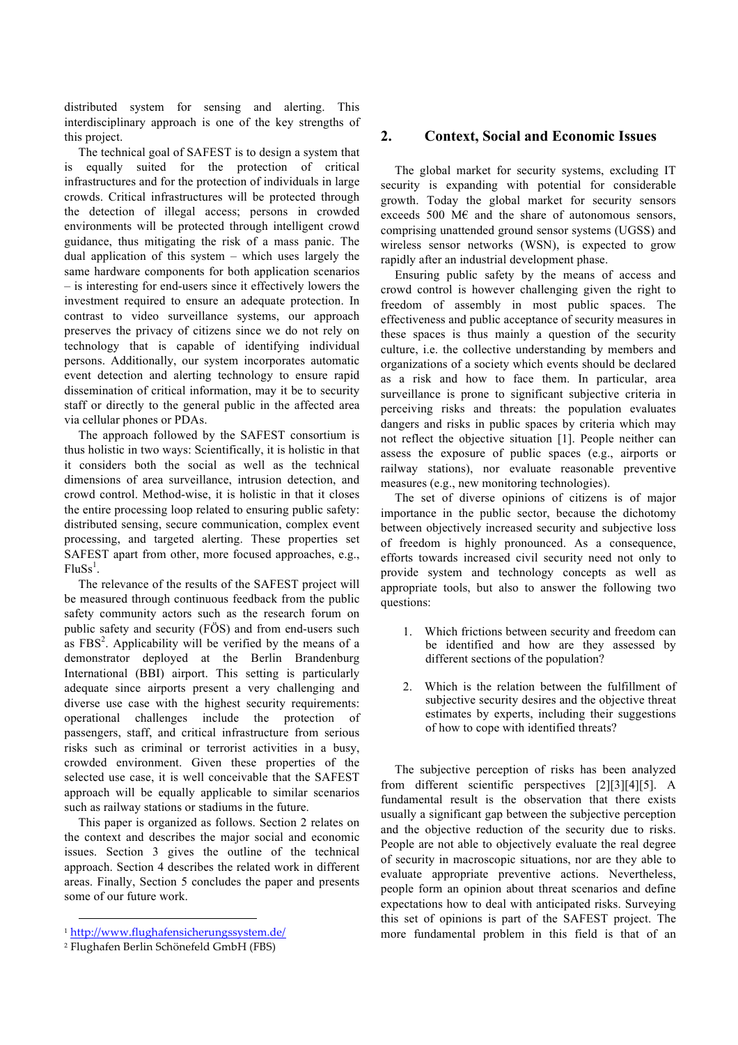distributed system for sensing and alerting. This interdisciplinary approach is one of the key strengths of this project.

The technical goal of SAFEST is to design a system that is equally suited for the protection of critical infrastructures and for the protection of individuals in large crowds. Critical infrastructures will be protected through the detection of illegal access; persons in crowded environments will be protected through intelligent crowd guidance, thus mitigating the risk of a mass panic. The dual application of this system – which uses largely the same hardware components for both application scenarios – is interesting for end-users since it effectively lowers the investment required to ensure an adequate protection. In contrast to video surveillance systems, our approach preserves the privacy of citizens since we do not rely on technology that is capable of identifying individual persons. Additionally, our system incorporates automatic event detection and alerting technology to ensure rapid dissemination of critical information, may it be to security staff or directly to the general public in the affected area via cellular phones or PDAs.

The approach followed by the SAFEST consortium is thus holistic in two ways: Scientifically, it is holistic in that it considers both the social as well as the technical dimensions of area surveillance, intrusion detection, and crowd control. Method-wise, it is holistic in that it closes the entire processing loop related to ensuring public safety: distributed sensing, secure communication, complex event processing, and targeted alerting. These properties set SAFEST apart from other, more focused approaches, e.g., FluSs[1].

The relevance of the results of the SAFEST project will be measured through continuous feedback from the public safety community actors such as the research forum on public safety and security (FÖS) and from end-users such as FBS[2]. Applicability will be verified by the means of a demonstrator deployed at the Berlin Brandenburg International (BBI) airport. This setting is particularly adequate since airports present a very challenging and diverse use case with the highest security requirements: operational challenges include the protection of passengers, staff, and critical infrastructure from serious risks such as criminal or terrorist activities in a busy, crowded environment. Given these properties of the selected use case, it is well conceivable that the SAFEST approach will be equally applicable to similar scenarios such as railway stations or stadiums in the future.

This paper is organized as follows. Section 2 relates on the context and describes the major social and economic issues. Section 3 gives the outline of the technical approach. Section 4 describes the related work in different areas. Finally, Section 5 concludes the paper and presents some of our future work.

[1] http://www.flughafensicherungssystem.de/

[2] Flughafen Berlin Schönefeld GmbH (FBS)

## 2. Context, Social and Economic Issues

The global market for security systems, excluding IT security is expanding with potential for considerable growth. Today the global market for security sensors exceeds 500 M€ and the share of autonomous sensors, comprising unattended ground sensor systems (UGSS) and wireless sensor networks (WSN), is expected to grow rapidly after an industrial development phase.

Ensuring public safety by the means of access and crowd control is however challenging given the right to freedom of assembly in most public spaces. The effectiveness and public acceptance of security measures in these spaces is thus mainly a question of the security culture, i.e. the collective understanding by members and organizations of a society which events should be declared as a risk and how to face them. In particular, area surveillance is prone to significant subjective criteria in perceiving risks and threats: the population evaluates dangers and risks in public spaces by criteria which may not reflect the objective situation [1]. People neither can assess the exposure of public spaces (e.g., airports or railway stations), nor evaluate reasonable preventive measures (e.g., new monitoring technologies).

The set of diverse opinions of citizens is of major importance in the public sector, because the dichotomy between objectively increased security and subjective loss of freedom is highly pronounced. As a consequence, efforts towards increased civil security need not only to provide system and technology concepts as well as appropriate tools, but also to answer the following two questions:

1. Which frictions between security and freedom can be identified and how are they assessed by different sections of the population?
2. Which is the relation between the fulfillment of subjective security desires and the objective threat estimates by experts, including their suggestions of how to cope with identified threats?

The subjective perception of risks has been analyzed from different scientific perspectives [2][3][4][5]. A fundamental result is the observation that there exists usually a significant gap between the subjective perception and the objective reduction of the security due to risks. People are not able to objectively evaluate the real degree of security in macroscopic situations, nor are they able to evaluate appropriate preventive actions. Nevertheless, people form an opinion about threat scenarios and define expectations how to deal with anticipated risks. Surveying this set of opinions is part of the SAFEST project. The more fundamental problem in this field is that of an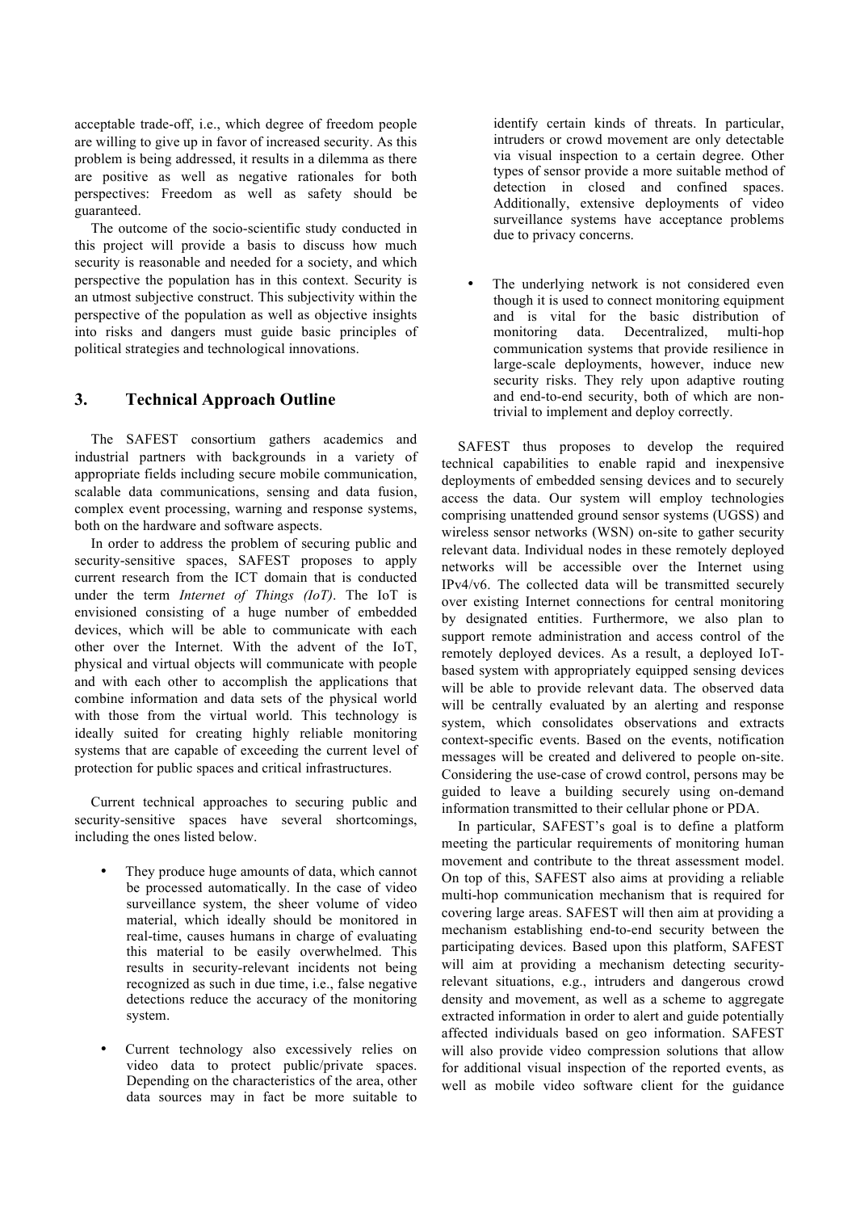acceptable trade-off, i.e., which degree of freedom people are willing to give up in favor of increased security. As this problem is being addressed, it results in a dilemma as there are positive as well as negative rationales for both perspectives: Freedom as well as safety should be guaranteed.

The outcome of the socio-scientific study conducted in this project will provide a basis to discuss how much security is reasonable and needed for a society, and which perspective the population has in this context. Security is an utmost subjective construct. This subjectivity within the perspective of the population as well as objective insights into risks and dangers must guide basic principles of political strategies and technological innovations.

## 3. Technical Approach Outline

The SAFEST consortium gathers academics and industrial partners with backgrounds in a variety of appropriate fields including secure mobile communication, scalable data communications, sensing and data fusion, complex event processing, warning and response systems, both on the hardware and software aspects.

In order to address the problem of securing public and security-sensitive spaces, SAFEST proposes to apply current research from the ICT domain that is conducted under the term *Internet of Things (IoT)*. The IoT is envisioned consisting of a huge number of embedded devices, which will be able to communicate with each other over the Internet. With the advent of the IoT, physical and virtual objects will communicate with people and with each other to accomplish the applications that combine information and data sets of the physical world with those from the virtual world. This technology is ideally suited for creating highly reliable monitoring systems that are capable of exceeding the current level of protection for public spaces and critical infrastructures.

Current technical approaches to securing public and security-sensitive spaces have several shortcomings, including the ones listed below.

- They produce huge amounts of data, which cannot be processed automatically. In the case of video surveillance system, the sheer volume of video material, which ideally should be monitored in real-time, causes humans in charge of evaluating this material to be easily overwhelmed. This results in security-relevant incidents not being recognized as such in due time, i.e., false negative detections reduce the accuracy of the monitoring system.

- Current technology also excessively relies on video data to protect public/private spaces. Depending on the characteristics of the area, other data sources may in fact be more suitable to identify certain kinds of threats. In particular, intruders or crowd movement are only detectable via visual inspection to a certain degree. Other types of sensor provide a more suitable method of detection in closed and confined spaces. Additionally, extensive deployments of video surveillance systems have acceptance problems due to privacy concerns.

- The underlying network is not considered even though it is used to connect monitoring equipment and is vital for the basic distribution of monitoring data. Decentralized, multi-hop communication systems that provide resilience in large-scale deployments, however, induce new security risks. They rely upon adaptive routing and end-to-end security, both of which are non-trivial to implement and deploy correctly.

SAFEST thus proposes to develop the required technical capabilities to enable rapid and inexpensive deployments of embedded sensing devices and to securely access the data. Our system will employ technologies comprising unattended ground sensor systems (UGSS) and wireless sensor networks (WSN) on-site to gather security relevant data. Individual nodes in these remotely deployed networks will be accessible over the Internet using IPv4/v6. The collected data will be transmitted securely over existing Internet connections for central monitoring by designated entities. Furthermore, we also plan to support remote administration and access control of the remotely deployed devices. As a result, a deployed IoT-based system with appropriately equipped sensing devices will be able to provide relevant data. The observed data will be centrally evaluated by an alerting and response system, which consolidates observations and extracts context-specific events. Based on the events, notification messages will be created and delivered to people on-site. Considering the use-case of crowd control, persons may be guided to leave a building securely using on-demand information transmitted to their cellular phone or PDA.

In particular, SAFEST's goal is to define a platform meeting the particular requirements of monitoring human movement and contribute to the threat assessment model. On top of this, SAFEST also aims at providing a reliable multi-hop communication mechanism that is required for covering large areas. SAFEST will then aim at providing a mechanism establishing end-to-end security between the participating devices. Based upon this platform, SAFEST will aim at providing a mechanism detecting security-relevant situations, e.g., intruders and dangerous crowd density and movement, as well as a scheme to aggregate extracted information in order to alert and guide potentially affected individuals based on geo information. SAFEST will also provide video compression solutions that allow for additional visual inspection of the reported events, as well as mobile video software client for the guidance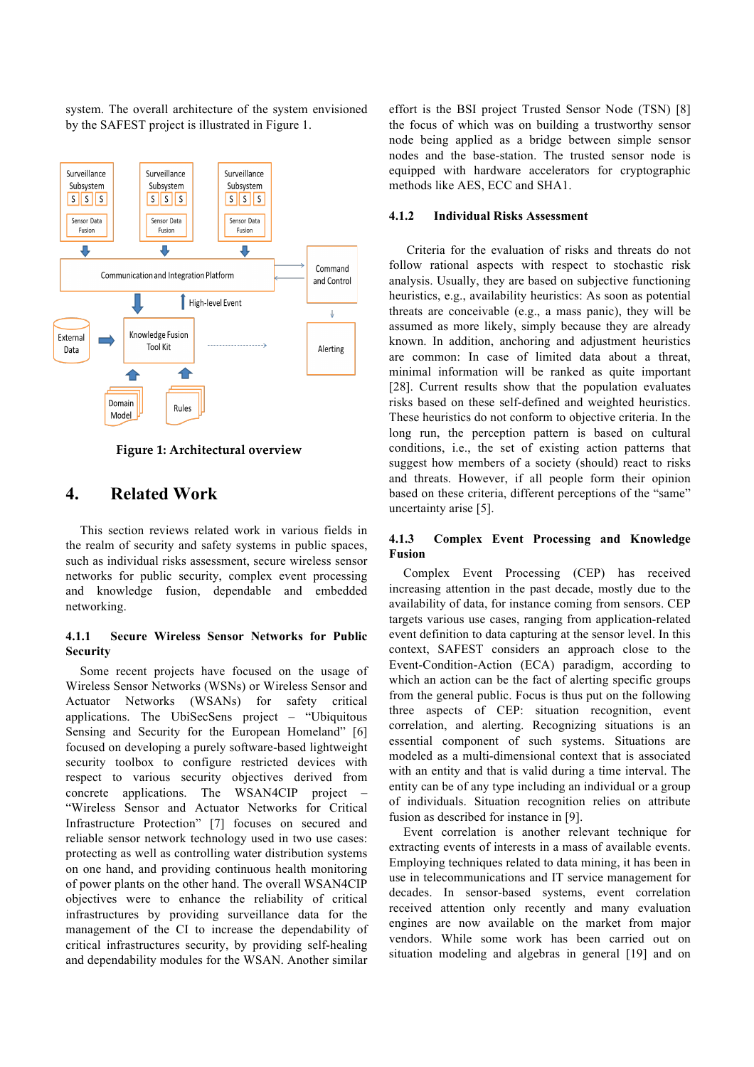system. The overall architecture of the system envisioned by the SAFEST project is illustrated in Figure 1.

Figure 1: Architectural overview

# 4. Related Work

This section reviews related work in various fields in the realm of security and safety systems in public spaces, such as individual risks assessment, secure wireless sensor networks for public security, complex event processing and knowledge fusion, dependable and embedded networking.

### 4.1.1 Secure Wireless Sensor Networks for Public Security

Some recent projects have focused on the usage of Wireless Sensor Networks (WSNs) or Wireless Sensor and Actuator Networks (WSANs) for safety critical applications. The UbiSecSens project – "Ubiquitous Sensing and Security for the European Homeland" [6] focused on developing a purely software-based lightweight security toolbox to configure restricted devices with respect to various security objectives derived from concrete applications. The WSAN4CIP project – "Wireless Sensor and Actuator Networks for Critical Infrastructure Protection" [7] focuses on secured and reliable sensor network technology used in two use cases: protecting as well as controlling water distribution systems on one hand, and providing continuous health monitoring of power plants on the other hand. The overall WSAN4CIP objectives were to enhance the reliability of critical infrastructures by providing surveillance data for the management of the CI to increase the dependability of critical infrastructures security, by providing self-healing and dependability modules for the WSAN. Another similar effort is the BSI project Trusted Sensor Node (TSN) [8] the focus of which was on building a trustworthy sensor node being applied as a bridge between simple sensor nodes and the base-station. The trusted sensor node is equipped with hardware accelerators for cryptographic methods like AES, ECC and SHA1.

### 4.1.2 Individual Risks Assessment

Criteria for the evaluation of risks and threats do not follow rational aspects with respect to stochastic risk analysis. Usually, they are based on subjective functioning heuristics, e.g., availability heuristics: As soon as potential threats are conceivable (e.g., a mass panic), they will be assumed as more likely, simply because they are already known. In addition, anchoring and adjustment heuristics are common: In case of limited data about a threat, minimal information will be ranked as quite important [28]. Current results show that the population evaluates risks based on these self-defined and weighted heuristics. These heuristics do not conform to objective criteria. In the long run, the perception pattern is based on cultural conditions, i.e., the set of existing action patterns that suggest how members of a society (should) react to risks and threats. However, if all people form their opinion based on these criteria, different perceptions of the "same" uncertainty arise [5].

### 4.1.3 Complex Event Processing and Knowledge Fusion

Complex Event Processing (CEP) has received increasing attention in the past decade, mostly due to the availability of data, for instance coming from sensors. CEP targets various use cases, ranging from application-related event definition to data capturing at the sensor level. In this context, SAFEST considers an approach close to the Event-Condition-Action (ECA) paradigm, according to which an action can be the fact of alerting specific groups from the general public. Focus is thus put on the following three aspects of CEP: situation recognition, event correlation, and alerting. Recognizing situations is an essential component of such systems. Situations are modeled as a multi-dimensional context that is associated with an entity and that is valid during a time interval. The entity can be of any type including an individual or a group of individuals. Situation recognition relies on attribute fusion as described for instance in [9].

Event correlation is another relevant technique for extracting events of interests in a mass of available events. Employing techniques related to data mining, it has been in use in telecommunications and IT service management for decades. In sensor-based systems, event correlation received attention only recently and many evaluation engines are now available on the market from major vendors. While some work has been carried out on situation modeling and algebras in general [19] and on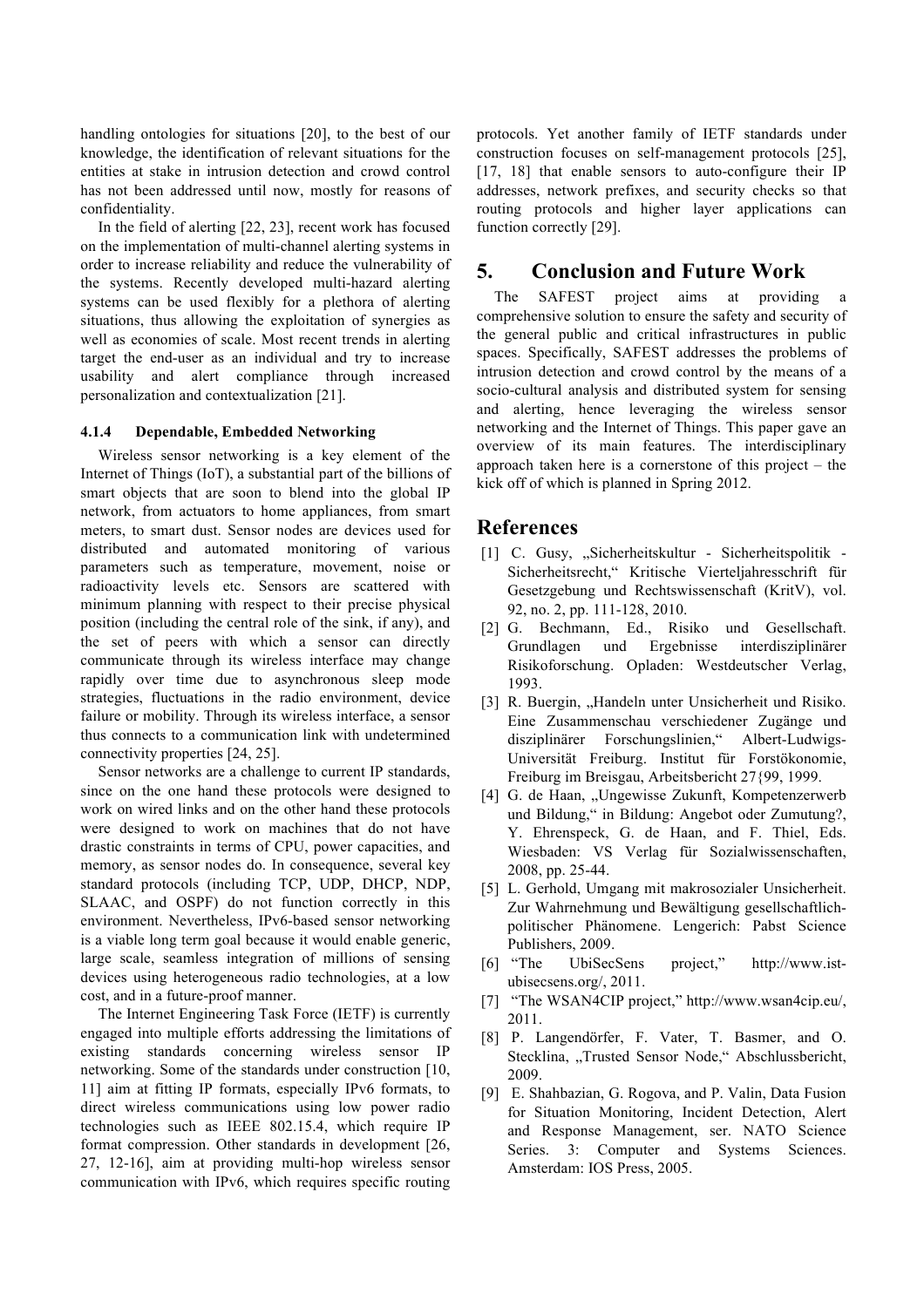handling ontologies for situations [20], to the best of our knowledge, the identification of relevant situations for the entities at stake in intrusion detection and crowd control has not been addressed until now, mostly for reasons of confidentiality.

In the field of alerting [22, 23], recent work has focused on the implementation of multi-channel alerting systems in order to increase reliability and reduce the vulnerability of the systems. Recently developed multi-hazard alerting systems can be used flexibly for a plethora of alerting situations, thus allowing the exploitation of synergies as well as economies of scale. Most recent trends in alerting target the end-user as an individual and try to increase usability and alert compliance through increased personalization and contextualization [21].

#### 4.1.4 Dependable, Embedded Networking

Wireless sensor networking is a key element of the Internet of Things (IoT), a substantial part of the billions of smart objects that are soon to blend into the global IP network, from actuators to home appliances, from smart meters, to smart dust. Sensor nodes are devices used for distributed and automated monitoring of various parameters such as temperature, movement, noise or radioactivity levels etc. Sensors are scattered with minimum planning with respect to their precise physical position (including the central role of the sink, if any), and the set of peers with which a sensor can directly communicate through its wireless interface may change rapidly over time due to asynchronous sleep mode strategies, fluctuations in the radio environment, device failure or mobility. Through its wireless interface, a sensor thus connects to a communication link with undetermined connectivity properties [24, 25].

Sensor networks are a challenge to current IP standards, since on the one hand these protocols were designed to work on wired links and on the other hand these protocols were designed to work on machines that do not have drastic constraints in terms of CPU, power capacities, and memory, as sensor nodes do. In consequence, several key standard protocols (including TCP, UDP, DHCP, NDP, SLAAC, and OSPF) do not function correctly in this environment. Nevertheless, IPv6-based sensor networking is a viable long term goal because it would enable generic, large scale, seamless integration of millions of sensing devices using heterogeneous radio technologies, at a low cost, and in a future-proof manner.

The Internet Engineering Task Force (IETF) is currently engaged into multiple efforts addressing the limitations of existing standards concerning wireless sensor IP networking. Some of the standards under construction [10, 11] aim at fitting IP formats, especially IPv6 formats, to direct wireless communications using low power radio technologies such as IEEE 802.15.4, which require IP format compression. Other standards in development [26, 27, 12-16], aim at providing multi-hop wireless sensor communication with IPv6, which requires specific routing protocols. Yet another family of IETF standards under construction focuses on self-management protocols [25], [17, 18] that enable sensors to auto-configure their IP addresses, network prefixes, and security checks so that routing protocols and higher layer applications can function correctly [29].

## 5. Conclusion and Future Work

The SAFEST project aims at providing a comprehensive solution to ensure the safety and security of the general public and critical infrastructures in public spaces. Specifically, SAFEST addresses the problems of intrusion detection and crowd control by the means of a socio-cultural analysis and distributed system for sensing and alerting, hence leveraging the wireless sensor networking and the Internet of Things. This paper gave an overview of its main features. The interdisciplinary approach taken here is a cornerstone of this project – the kick off of which is planned in Spring 2012.

## References

[1] C. Gusy, „Sicherheitskultur - Sicherheitspolitik - Sicherheitsrecht,“ Kritische Vierteljahresschrift für Gesetzgebung und Rechtswissenschaft (KritV), vol. 92, no. 2, pp. 111-128, 2010.

[2] G. Bechmann, Ed., Risiko und Gesellschaft. Grundlagen und Ergebnisse interdisziplinärer Risikoforschung. Opladen: Westdeutscher Verlag, 1993.

[3] R. Buergin, „Handeln unter Unsicherheit und Risiko. Eine Zusammenschau verschiedener Zugänge und disziplinärer Forschungslinien,“ Albert-Ludwigs-Universität Freiburg. Institut für Forstökonomie, Freiburg im Breisgau, Arbeitsbericht 27{99, 1999.

[4] G. de Haan, „Ungewisse Zukunft, Kompetenzerwerb und Bildung,“ in Bildung: Angebot oder Zumutung?, Y. Ehrenspeck, G. de Haan, and F. Thiel, Eds. Wiesbaden: VS Verlag für Sozialwissenschaften, 2008, pp. 25-44.

[5] L. Gerhold, Umgang mit makrosozialer Unsicherheit. Zur Wahrnehmung und Bewältigung gesellschaftlich-politischer Phänomene. Lengerich: Pabst Science Publishers, 2009.

[6] "The UbiSecSens project," http://www.ist-ubisecsens.org/, 2011.

[7] "The WSAN4CIP project," http://www.wsan4cip.eu/, 2011.

[8] P. Langendörfer, F. Vater, T. Basmer, and O. Stecklina, „Trusted Sensor Node,“ Abschlussbericht, 2009.

[9] E. Shahbazian, G. Rogova, and P. Valin, Data Fusion for Situation Monitoring, Incident Detection, Alert and Response Management, ser. NATO Science Series. 3: Computer and Systems Sciences. Amsterdam: IOS Press, 2005.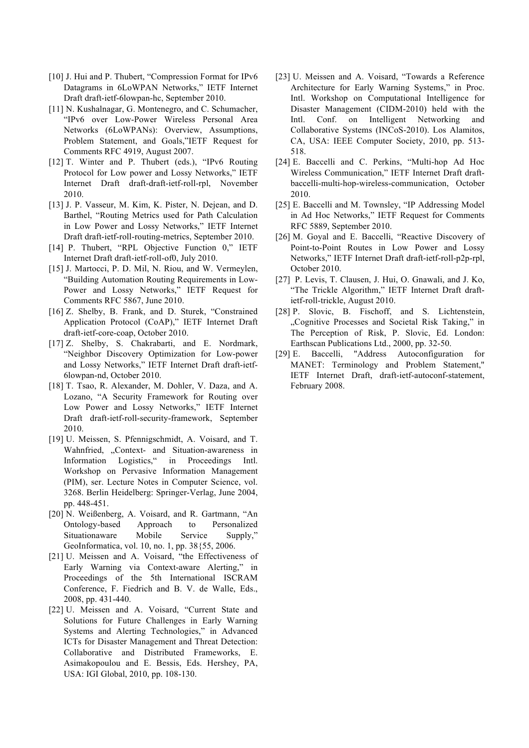[10] J. Hui and P. Thubert, "Compression Format for IPv6 Datagrams in 6LoWPAN Networks," IETF Internet Draft draft-ietf-6lowpan-hc, September 2010.

[11] N. Kushalnagar, G. Montenegro, and C. Schumacher, "IPv6 over Low-Power Wireless Personal Area Networks (6LoWPANs): Overview, Assumptions, Problem Statement, and Goals,"IETF Request for Comments RFC 4919, August 2007.

[12] T. Winter and P. Thubert (eds.), "IPv6 Routing Protocol for Low power and Lossy Networks," IETF Internet Draft draft-draft-ietf-roll-rpl, November 2010.

[13] J. P. Vasseur, M. Kim, K. Pister, N. Dejean, and D. Barthel, "Routing Metrics used for Path Calculation in Low Power and Lossy Networks," IETF Internet Draft draft-ietf-roll-routing-metrics, September 2010.

[14] P. Thubert, "RPL Objective Function 0," IETF Internet Draft draft-ietf-roll-of0, July 2010.

[15] J. Martocci, P. D. Mil, N. Riou, and W. Vermeylen, "Building Automation Routing Requirements in Low-Power and Lossy Networks," IETF Request for Comments RFC 5867, June 2010.

[16] Z. Shelby, B. Frank, and D. Sturek, "Constrained Application Protocol (CoAP)," IETF Internet Draft draft-ietf-core-coap, October 2010.

[17] Z. Shelby, S. Chakrabarti, and E. Nordmark, "Neighbor Discovery Optimization for Low-power and Lossy Networks," IETF Internet Draft draft-ietf-6lowpan-nd, October 2010.

[18] T. Tsao, R. Alexander, M. Dohler, V. Daza, and A. Lozano, "A Security Framework for Routing over Low Power and Lossy Networks," IETF Internet Draft draft-ietf-roll-security-framework, September 2010.

[19] U. Meissen, S. Pfennigschmidt, A. Voisard, and T. Wahnfried, „Context- and Situation-awareness in Information Logistics," in Proceedings Intl. Workshop on Pervasive Information Management (PIM), ser. Lecture Notes in Computer Science, vol. 3268. Berlin Heidelberg: Springer-Verlag, June 2004, pp. 448-451.

[20] N. Weißenberg, A. Voisard, and R. Gartmann, "An Ontology-based Approach to Personalized Situationaware Mobile Service Supply," GeoInformatica, vol. 10, no. 1, pp. 38{55, 2006.

[21] U. Meissen and A. Voisard, "the Effectiveness of Early Warning via Context-aware Alerting," in Proceedings of the 5th International ISCRAM Conference, F. Fiedrich and B. V. de Walle, Eds., 2008, pp. 431-440.

[22] U. Meissen and A. Voisard, "Current State and Solutions for Future Challenges in Early Warning Systems and Alerting Technologies," in Advanced ICTs for Disaster Management and Threat Detection: Collaborative and Distributed Frameworks, E. Asimakopoulou and E. Bessis, Eds. Hershey, PA, USA: IGI Global, 2010, pp. 108-130.

[23] U. Meissen and A. Voisard, "Towards a Reference Architecture for Early Warning Systems," in Proc. Intl. Workshop on Computational Intelligence for Disaster Management (CIDM-2010) held with the Intl. Conf. on Intelligent Networking and Collaborative Systems (INCoS-2010). Los Alamitos, CA, USA: IEEE Computer Society, 2010, pp. 513-518.

[24] E. Baccelli and C. Perkins, "Multi-hop Ad Hoc Wireless Communication," IETF Internet Draft draft-baccelli-multi-hop-wireless-communication, October 2010.

[25] E. Baccelli and M. Townsley, "IP Addressing Model in Ad Hoc Networks," IETF Request for Comments RFC 5889, September 2010.

[26] M. Goyal and E. Baccelli, "Reactive Discovery of Point-to-Point Routes in Low Power and Lossy Networks," IETF Internet Draft draft-ietf-roll-p2p-rpl, October 2010.

[27] P. Levis, T. Clausen, J. Hui, O. Gnawali, and J. Ko, "The Trickle Algorithm," IETF Internet Draft draft-ietf-roll-trickle, August 2010.

[28] P. Slovic, B. Fischoff, and S. Lichtenstein, „Cognitive Processes and Societal Risk Taking," in The Perception of Risk, P. Slovic, Ed. London: Earthscan Publications Ltd., 2000, pp. 32-50.

[29] E. Baccelli, "Address Autoconfiguration for MANET: Terminology and Problem Statement," IETF Internet Draft, draft-ietf-autoconf-statement, February 2008.